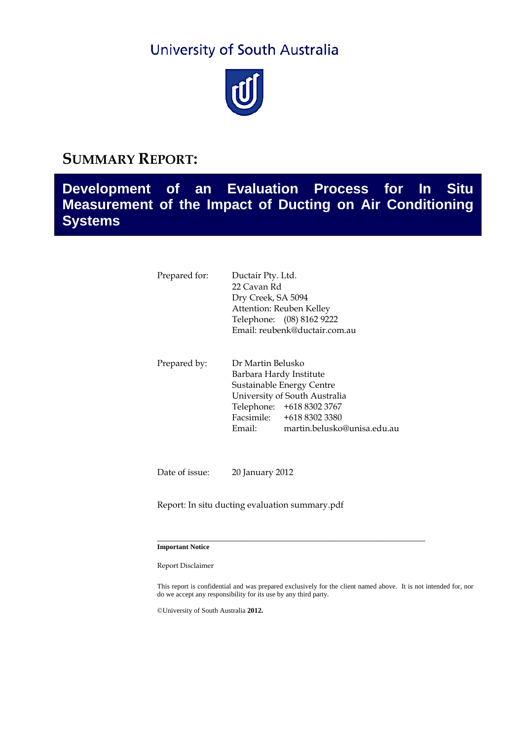University of South Australia

# SUMMARY REPORT:

## Development of an Evaluation Process for In Situ Measurement of the Impact of Ducting on Air Conditioning Systems

Prepared for: Ductair Pty. Ltd.
22 Cavan Rd
Dry Creek, SA 5094
Attention: Reuben Kelley
Telephone: (08) 8162 9222
Email: reubenk@ductair.com.au

Prepared by: Dr Martin Belusko
Barbara Hardy Institute
Sustainable Energy Centre
University of South Australia
Telephone: +618 8302 3767
Facsimile: +618 8302 3380
Email: martin.belusko@unisa.edu.au

Date of issue: 20 January 2012

Report: In situ ducting evaluation summary.pdf

---

**Important Notice**

Report Disclaimer

This report is confidential and was prepared exclusively for the client named above. It is not intended for, nor do we accept any responsibility for its use by any third party.

©University of South Australia **2012.**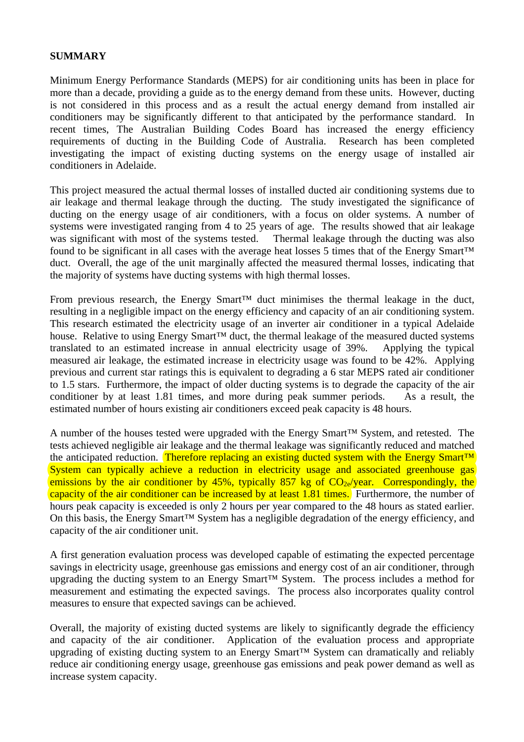**SUMMARY**

Minimum Energy Performance Standards (MEPS) for air conditioning units has been in place for more than a decade, providing a guide as to the energy demand from these units. However, ducting is not considered in this process and as a result the actual energy demand from installed air conditioners may be significantly different to that anticipated by the performance standard. In recent times, The Australian Building Codes Board has increased the energy efficiency requirements of ducting in the Building Code of Australia. Research has been completed investigating the impact of existing ducting systems on the energy usage of installed air conditioners in Adelaide.

This project measured the actual thermal losses of installed ducted air conditioning systems due to air leakage and thermal leakage through the ducting. The study investigated the significance of ducting on the energy usage of air conditioners, with a focus on older systems. A number of systems were investigated ranging from 4 to 25 years of age. The results showed that air leakage was significant with most of the systems tested. Thermal leakage through the ducting was also found to be significant in all cases with the average heat losses 5 times that of the Energy Smart™ duct. Overall, the age of the unit marginally affected the measured thermal losses, indicating that the majority of systems have ducting systems with high thermal losses.

From previous research, the Energy Smart™ duct minimises the thermal leakage in the duct, resulting in a negligible impact on the energy efficiency and capacity of an air conditioning system. This research estimated the electricity usage of an inverter air conditioner in a typical Adelaide house. Relative to using Energy Smart™ duct, the thermal leakage of the measured ducted systems translated to an estimated increase in annual electricity usage of 39%. Applying the typical measured air leakage, the estimated increase in electricity usage was found to be 42%. Applying previous and current star ratings this is equivalent to degrading a 6 star MEPS rated air conditioner to 1.5 stars. Furthermore, the impact of older ducting systems is to degrade the capacity of the air conditioner by at least 1.81 times, and more during peak summer periods. As a result, the estimated number of hours existing air conditioners exceed peak capacity is 48 hours.

A number of the houses tested were upgraded with the Energy Smart™ System, and retested. The tests achieved negligible air leakage and the thermal leakage was significantly reduced and matched the anticipated reduction. Therefore replacing an existing ducted system with the Energy Smart™ System can typically achieve a reduction in electricity usage and associated greenhouse gas emissions by the air conditioner by 45%, typically 857 kg of $CO_{2e}$/year. Correspondingly, the capacity of the air conditioner can be increased by at least 1.81 times. Furthermore, the number of hours peak capacity is exceeded is only 2 hours per year compared to the 48 hours as stated earlier. On this basis, the Energy Smart™ System has a negligible degradation of the energy efficiency, and capacity of the air conditioner unit.

A first generation evaluation process was developed capable of estimating the expected percentage savings in electricity usage, greenhouse gas emissions and energy cost of an air conditioner, through upgrading the ducting system to an Energy Smart™ System. The process includes a method for measurement and estimating the expected savings. The process also incorporates quality control measures to ensure that expected savings can be achieved.

Overall, the majority of existing ducted systems are likely to significantly degrade the efficiency and capacity of the air conditioner. Application of the evaluation process and appropriate upgrading of existing ducting system to an Energy Smart™ System can dramatically and reliably reduce air conditioning energy usage, greenhouse gas emissions and peak power demand as well as increase system capacity.